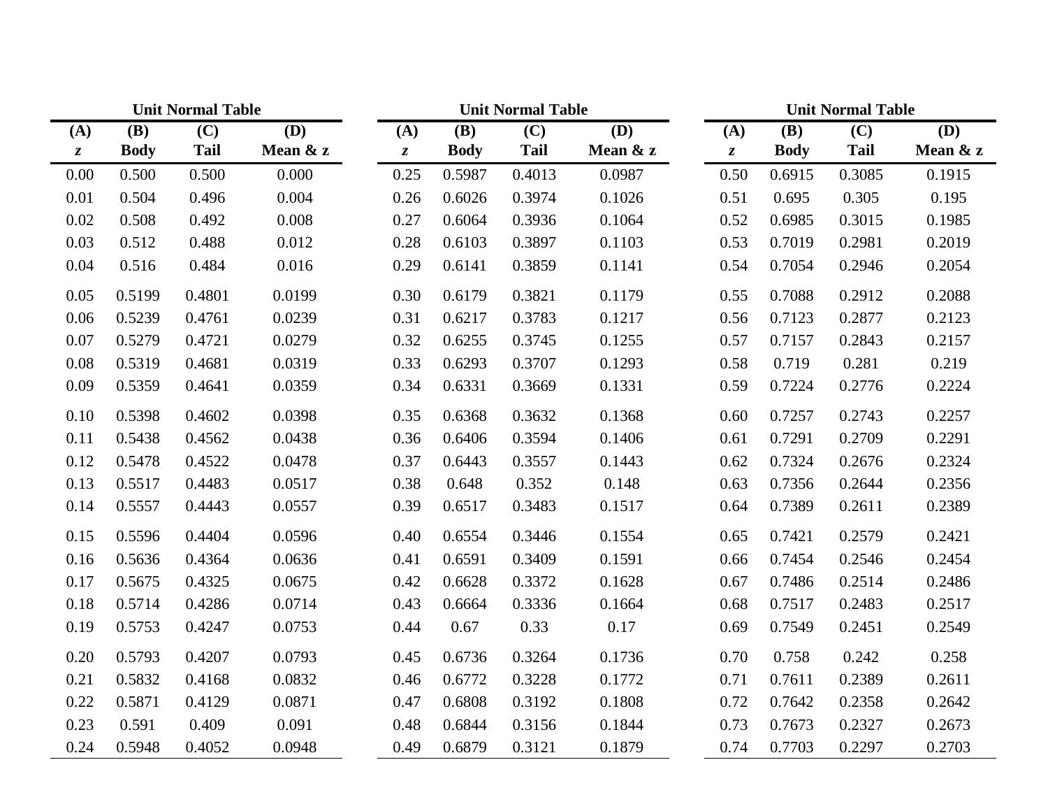**Unit Normal Table**

| (A) z | (B) Body | (C) Tail | (D) Mean & z |
|---|---|---|---|
| 0.00 | 0.500 | 0.500 | 0.000 |
| 0.01 | 0.504 | 0.496 | 0.004 |
| 0.02 | 0.508 | 0.492 | 0.008 |
| 0.03 | 0.512 | 0.488 | 0.012 |
| 0.04 | 0.516 | 0.484 | 0.016 |
| 0.05 | 0.5199 | 0.4801 | 0.0199 |
| 0.06 | 0.5239 | 0.4761 | 0.0239 |
| 0.07 | 0.5279 | 0.4721 | 0.0279 |
| 0.08 | 0.5319 | 0.4681 | 0.0319 |
| 0.09 | 0.5359 | 0.4641 | 0.0359 |
| 0.10 | 0.5398 | 0.4602 | 0.0398 |
| 0.11 | 0.5438 | 0.4562 | 0.0438 |
| 0.12 | 0.5478 | 0.4522 | 0.0478 |
| 0.13 | 0.5517 | 0.4483 | 0.0517 |
| 0.14 | 0.5557 | 0.4443 | 0.0557 |
| 0.15 | 0.5596 | 0.4404 | 0.0596 |
| 0.16 | 0.5636 | 0.4364 | 0.0636 |
| 0.17 | 0.5675 | 0.4325 | 0.0675 |
| 0.18 | 0.5714 | 0.4286 | 0.0714 |
| 0.19 | 0.5753 | 0.4247 | 0.0753 |
| 0.20 | 0.5793 | 0.4207 | 0.0793 |
| 0.21 | 0.5832 | 0.4168 | 0.0832 |
| 0.22 | 0.5871 | 0.4129 | 0.0871 |
| 0.23 | 0.591 | 0.409 | 0.091 |
| 0.24 | 0.5948 | 0.4052 | 0.0948 |

**Unit Normal Table**

| (A) z | (B) Body | (C) Tail | (D) Mean & z |
|---|---|---|---|
| 0.25 | 0.5987 | 0.4013 | 0.0987 |
| 0.26 | 0.6026 | 0.3974 | 0.1026 |
| 0.27 | 0.6064 | 0.3936 | 0.1064 |
| 0.28 | 0.6103 | 0.3897 | 0.1103 |
| 0.29 | 0.6141 | 0.3859 | 0.1141 |
| 0.30 | 0.6179 | 0.3821 | 0.1179 |
| 0.31 | 0.6217 | 0.3783 | 0.1217 |
| 0.32 | 0.6255 | 0.3745 | 0.1255 |
| 0.33 | 0.6293 | 0.3707 | 0.1293 |
| 0.34 | 0.6331 | 0.3669 | 0.1331 |
| 0.35 | 0.6368 | 0.3632 | 0.1368 |
| 0.36 | 0.6406 | 0.3594 | 0.1406 |
| 0.37 | 0.6443 | 0.3557 | 0.1443 |
| 0.38 | 0.648 | 0.352 | 0.148 |
| 0.39 | 0.6517 | 0.3483 | 0.1517 |
| 0.40 | 0.6554 | 0.3446 | 0.1554 |
| 0.41 | 0.6591 | 0.3409 | 0.1591 |
| 0.42 | 0.6628 | 0.3372 | 0.1628 |
| 0.43 | 0.6664 | 0.3336 | 0.1664 |
| 0.44 | 0.67 | 0.33 | 0.17 |
| 0.45 | 0.6736 | 0.3264 | 0.1736 |
| 0.46 | 0.6772 | 0.3228 | 0.1772 |
| 0.47 | 0.6808 | 0.3192 | 0.1808 |
| 0.48 | 0.6844 | 0.3156 | 0.1844 |
| 0.49 | 0.6879 | 0.3121 | 0.1879 |

**Unit Normal Table**

| (A) z | (B) Body | (C) Tail | (D) Mean & z |
|---|---|---|---|
| 0.50 | 0.6915 | 0.3085 | 0.1915 |
| 0.51 | 0.695 | 0.305 | 0.195 |
| 0.52 | 0.6985 | 0.3015 | 0.1985 |
| 0.53 | 0.7019 | 0.2981 | 0.2019 |
| 0.54 | 0.7054 | 0.2946 | 0.2054 |
| 0.55 | 0.7088 | 0.2912 | 0.2088 |
| 0.56 | 0.7123 | 0.2877 | 0.2123 |
| 0.57 | 0.7157 | 0.2843 | 0.2157 |
| 0.58 | 0.719 | 0.281 | 0.219 |
| 0.59 | 0.7224 | 0.2776 | 0.2224 |
| 0.60 | 0.7257 | 0.2743 | 0.2257 |
| 0.61 | 0.7291 | 0.2709 | 0.2291 |
| 0.62 | 0.7324 | 0.2676 | 0.2324 |
| 0.63 | 0.7356 | 0.2644 | 0.2356 |
| 0.64 | 0.7389 | 0.2611 | 0.2389 |
| 0.65 | 0.7421 | 0.2579 | 0.2421 |
| 0.66 | 0.7454 | 0.2546 | 0.2454 |
| 0.67 | 0.7486 | 0.2514 | 0.2486 |
| 0.68 | 0.7517 | 0.2483 | 0.2517 |
| 0.69 | 0.7549 | 0.2451 | 0.2549 |
| 0.70 | 0.758 | 0.242 | 0.258 |
| 0.71 | 0.7611 | 0.2389 | 0.2611 |
| 0.72 | 0.7642 | 0.2358 | 0.2642 |
| 0.73 | 0.7673 | 0.2327 | 0.2673 |
| 0.74 | 0.7703 | 0.2297 | 0.2703 |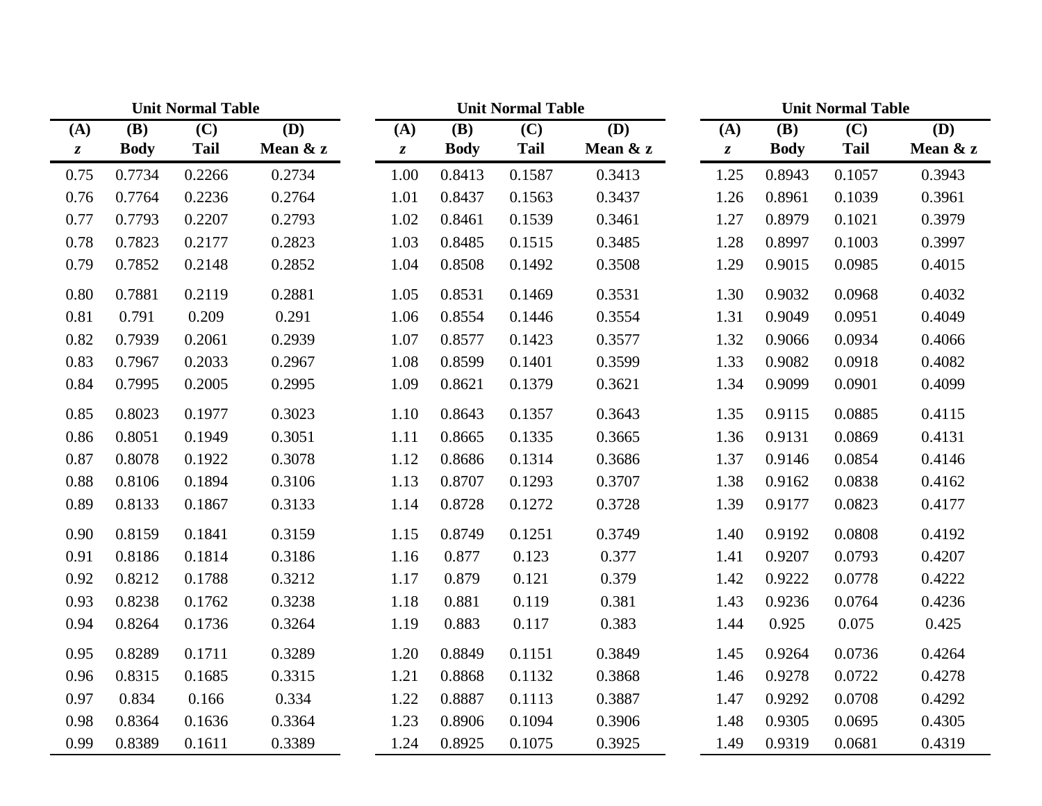**Unit Normal Table**

| (A) *z* | (B) Body | (C) Tail | (D) Mean & z |
|---|---|---|---|
| 0.75 | 0.7734 | 0.2266 | 0.2734 |
| 0.76 | 0.7764 | 0.2236 | 0.2764 |
| 0.77 | 0.7793 | 0.2207 | 0.2793 |
| 0.78 | 0.7823 | 0.2177 | 0.2823 |
| 0.79 | 0.7852 | 0.2148 | 0.2852 |
| 0.80 | 0.7881 | 0.2119 | 0.2881 |
| 0.81 | 0.791 | 0.209 | 0.291 |
| 0.82 | 0.7939 | 0.2061 | 0.2939 |
| 0.83 | 0.7967 | 0.2033 | 0.2967 |
| 0.84 | 0.7995 | 0.2005 | 0.2995 |
| 0.85 | 0.8023 | 0.1977 | 0.3023 |
| 0.86 | 0.8051 | 0.1949 | 0.3051 |
| 0.87 | 0.8078 | 0.1922 | 0.3078 |
| 0.88 | 0.8106 | 0.1894 | 0.3106 |
| 0.89 | 0.8133 | 0.1867 | 0.3133 |
| 0.90 | 0.8159 | 0.1841 | 0.3159 |
| 0.91 | 0.8186 | 0.1814 | 0.3186 |
| 0.92 | 0.8212 | 0.1788 | 0.3212 |
| 0.93 | 0.8238 | 0.1762 | 0.3238 |
| 0.94 | 0.8264 | 0.1736 | 0.3264 |
| 0.95 | 0.8289 | 0.1711 | 0.3289 |
| 0.96 | 0.8315 | 0.1685 | 0.3315 |
| 0.97 | 0.834 | 0.166 | 0.334 |
| 0.98 | 0.8364 | 0.1636 | 0.3364 |
| 0.99 | 0.8389 | 0.1611 | 0.3389 |

**Unit Normal Table**

| (A) *z* | (B) Body | (C) Tail | (D) Mean & z |
|---|---|---|---|
| 1.00 | 0.8413 | 0.1587 | 0.3413 |
| 1.01 | 0.8437 | 0.1563 | 0.3437 |
| 1.02 | 0.8461 | 0.1539 | 0.3461 |
| 1.03 | 0.8485 | 0.1515 | 0.3485 |
| 1.04 | 0.8508 | 0.1492 | 0.3508 |
| 1.05 | 0.8531 | 0.1469 | 0.3531 |
| 1.06 | 0.8554 | 0.1446 | 0.3554 |
| 1.07 | 0.8577 | 0.1423 | 0.3577 |
| 1.08 | 0.8599 | 0.1401 | 0.3599 |
| 1.09 | 0.8621 | 0.1379 | 0.3621 |
| 1.10 | 0.8643 | 0.1357 | 0.3643 |
| 1.11 | 0.8665 | 0.1335 | 0.3665 |
| 1.12 | 0.8686 | 0.1314 | 0.3686 |
| 1.13 | 0.8707 | 0.1293 | 0.3707 |
| 1.14 | 0.8728 | 0.1272 | 0.3728 |
| 1.15 | 0.8749 | 0.1251 | 0.3749 |
| 1.16 | 0.877 | 0.123 | 0.377 |
| 1.17 | 0.879 | 0.121 | 0.379 |
| 1.18 | 0.881 | 0.119 | 0.381 |
| 1.19 | 0.883 | 0.117 | 0.383 |
| 1.20 | 0.8849 | 0.1151 | 0.3849 |
| 1.21 | 0.8868 | 0.1132 | 0.3868 |
| 1.22 | 0.8887 | 0.1113 | 0.3887 |
| 1.23 | 0.8906 | 0.1094 | 0.3906 |
| 1.24 | 0.8925 | 0.1075 | 0.3925 |

**Unit Normal Table**

| (A) *z* | (B) Body | (C) Tail | (D) Mean & z |
|---|---|---|---|
| 1.25 | 0.8943 | 0.1057 | 0.3943 |
| 1.26 | 0.8961 | 0.1039 | 0.3961 |
| 1.27 | 0.8979 | 0.1021 | 0.3979 |
| 1.28 | 0.8997 | 0.1003 | 0.3997 |
| 1.29 | 0.9015 | 0.0985 | 0.4015 |
| 1.30 | 0.9032 | 0.0968 | 0.4032 |
| 1.31 | 0.9049 | 0.0951 | 0.4049 |
| 1.32 | 0.9066 | 0.0934 | 0.4066 |
| 1.33 | 0.9082 | 0.0918 | 0.4082 |
| 1.34 | 0.9099 | 0.0901 | 0.4099 |
| 1.35 | 0.9115 | 0.0885 | 0.4115 |
| 1.36 | 0.9131 | 0.0869 | 0.4131 |
| 1.37 | 0.9146 | 0.0854 | 0.4146 |
| 1.38 | 0.9162 | 0.0838 | 0.4162 |
| 1.39 | 0.9177 | 0.0823 | 0.4177 |
| 1.40 | 0.9192 | 0.0808 | 0.4192 |
| 1.41 | 0.9207 | 0.0793 | 0.4207 |
| 1.42 | 0.9222 | 0.0778 | 0.4222 |
| 1.43 | 0.9236 | 0.0764 | 0.4236 |
| 1.44 | 0.925 | 0.075 | 0.425 |
| 1.45 | 0.9264 | 0.0736 | 0.4264 |
| 1.46 | 0.9278 | 0.0722 | 0.4278 |
| 1.47 | 0.9292 | 0.0708 | 0.4292 |
| 1.48 | 0.9305 | 0.0695 | 0.4305 |
| 1.49 | 0.9319 | 0.0681 | 0.4319 |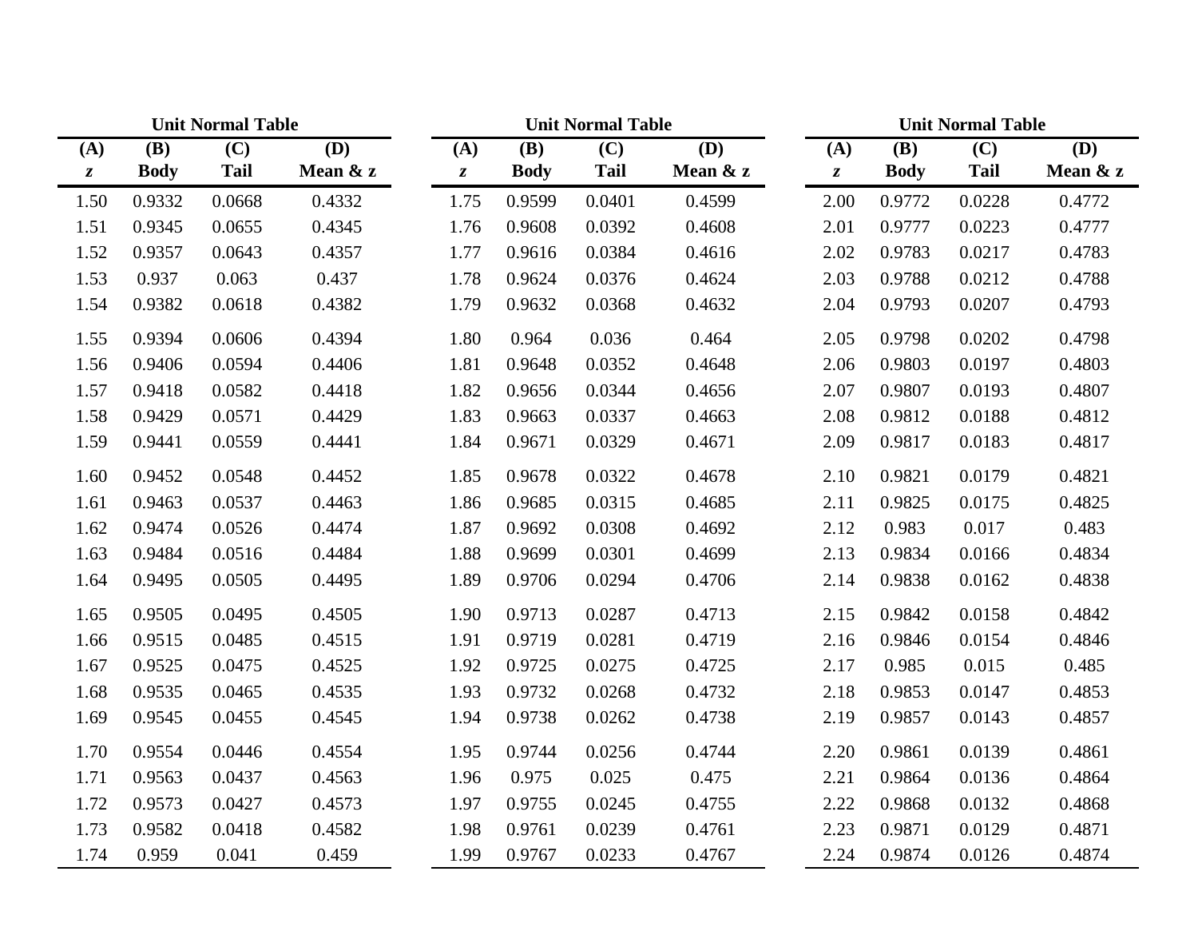### Unit Normal Table

| (A) z | (B) Body | (C) Tail | (D) Mean & z |
|---|---|---|---|
| 1.50 | 0.9332 | 0.0668 | 0.4332 |
| 1.51 | 0.9345 | 0.0655 | 0.4345 |
| 1.52 | 0.9357 | 0.0643 | 0.4357 |
| 1.53 | 0.937 | 0.063 | 0.437 |
| 1.54 | 0.9382 | 0.0618 | 0.4382 |
| 1.55 | 0.9394 | 0.0606 | 0.4394 |
| 1.56 | 0.9406 | 0.0594 | 0.4406 |
| 1.57 | 0.9418 | 0.0582 | 0.4418 |
| 1.58 | 0.9429 | 0.0571 | 0.4429 |
| 1.59 | 0.9441 | 0.0559 | 0.4441 |
| 1.60 | 0.9452 | 0.0548 | 0.4452 |
| 1.61 | 0.9463 | 0.0537 | 0.4463 |
| 1.62 | 0.9474 | 0.0526 | 0.4474 |
| 1.63 | 0.9484 | 0.0516 | 0.4484 |
| 1.64 | 0.9495 | 0.0505 | 0.4495 |
| 1.65 | 0.9505 | 0.0495 | 0.4505 |
| 1.66 | 0.9515 | 0.0485 | 0.4515 |
| 1.67 | 0.9525 | 0.0475 | 0.4525 |
| 1.68 | 0.9535 | 0.0465 | 0.4535 |
| 1.69 | 0.9545 | 0.0455 | 0.4545 |
| 1.70 | 0.9554 | 0.0446 | 0.4554 |
| 1.71 | 0.9563 | 0.0437 | 0.4563 |
| 1.72 | 0.9573 | 0.0427 | 0.4573 |
| 1.73 | 0.9582 | 0.0418 | 0.4582 |
| 1.74 | 0.959 | 0.041 | 0.459 |

### Unit Normal Table

| (A) z | (B) Body | (C) Tail | (D) Mean & z |
|---|---|---|---|
| 1.75 | 0.9599 | 0.0401 | 0.4599 |
| 1.76 | 0.9608 | 0.0392 | 0.4608 |
| 1.77 | 0.9616 | 0.0384 | 0.4616 |
| 1.78 | 0.9624 | 0.0376 | 0.4624 |
| 1.79 | 0.9632 | 0.0368 | 0.4632 |
| 1.80 | 0.964 | 0.036 | 0.464 |
| 1.81 | 0.9648 | 0.0352 | 0.4648 |
| 1.82 | 0.9656 | 0.0344 | 0.4656 |
| 1.83 | 0.9663 | 0.0337 | 0.4663 |
| 1.84 | 0.9671 | 0.0329 | 0.4671 |
| 1.85 | 0.9678 | 0.0322 | 0.4678 |
| 1.86 | 0.9685 | 0.0315 | 0.4685 |
| 1.87 | 0.9692 | 0.0308 | 0.4692 |
| 1.88 | 0.9699 | 0.0301 | 0.4699 |
| 1.89 | 0.9706 | 0.0294 | 0.4706 |
| 1.90 | 0.9713 | 0.0287 | 0.4713 |
| 1.91 | 0.9719 | 0.0281 | 0.4719 |
| 1.92 | 0.9725 | 0.0275 | 0.4725 |
| 1.93 | 0.9732 | 0.0268 | 0.4732 |
| 1.94 | 0.9738 | 0.0262 | 0.4738 |
| 1.95 | 0.9744 | 0.0256 | 0.4744 |
| 1.96 | 0.975 | 0.025 | 0.475 |
| 1.97 | 0.9755 | 0.0245 | 0.4755 |
| 1.98 | 0.9761 | 0.0239 | 0.4761 |
| 1.99 | 0.9767 | 0.0233 | 0.4767 |

### Unit Normal Table

| (A) z | (B) Body | (C) Tail | (D) Mean & z |
|---|---|---|---|
| 2.00 | 0.9772 | 0.0228 | 0.4772 |
| 2.01 | 0.9777 | 0.0223 | 0.4777 |
| 2.02 | 0.9783 | 0.0217 | 0.4783 |
| 2.03 | 0.9788 | 0.0212 | 0.4788 |
| 2.04 | 0.9793 | 0.0207 | 0.4793 |
| 2.05 | 0.9798 | 0.0202 | 0.4798 |
| 2.06 | 0.9803 | 0.0197 | 0.4803 |
| 2.07 | 0.9807 | 0.0193 | 0.4807 |
| 2.08 | 0.9812 | 0.0188 | 0.4812 |
| 2.09 | 0.9817 | 0.0183 | 0.4817 |
| 2.10 | 0.9821 | 0.0179 | 0.4821 |
| 2.11 | 0.9825 | 0.0175 | 0.4825 |
| 2.12 | 0.983 | 0.017 | 0.483 |
| 2.13 | 0.9834 | 0.0166 | 0.4834 |
| 2.14 | 0.9838 | 0.0162 | 0.4838 |
| 2.15 | 0.9842 | 0.0158 | 0.4842 |
| 2.16 | 0.9846 | 0.0154 | 0.4846 |
| 2.17 | 0.985 | 0.015 | 0.485 |
| 2.18 | 0.9853 | 0.0147 | 0.4853 |
| 2.19 | 0.9857 | 0.0143 | 0.4857 |
| 2.20 | 0.9861 | 0.0139 | 0.4861 |
| 2.21 | 0.9864 | 0.0136 | 0.4864 |
| 2.22 | 0.9868 | 0.0132 | 0.4868 |
| 2.23 | 0.9871 | 0.0129 | 0.4871 |
| 2.24 | 0.9874 | 0.0126 | 0.4874 |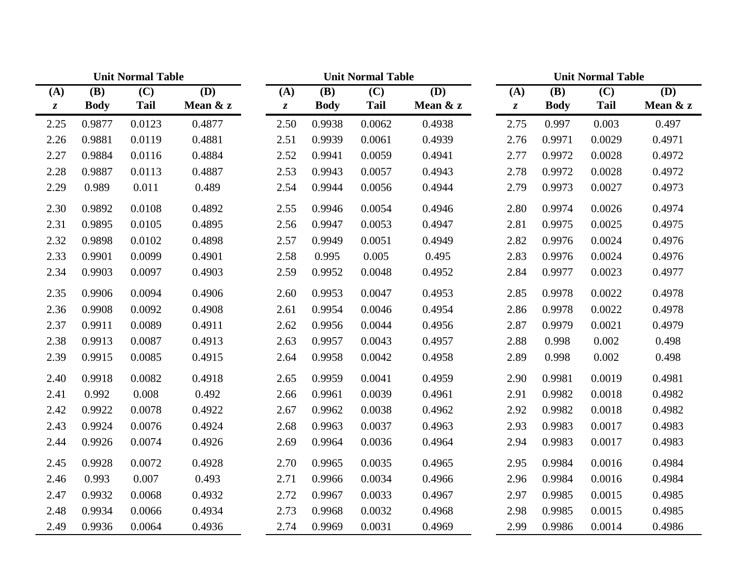**Unit Normal Table**

| (A) $z$ | (B) Body | (C) Tail | (D) Mean & z |
|---|---|---|---|
| 2.25 | 0.9877 | 0.0123 | 0.4877 |
| 2.26 | 0.9881 | 0.0119 | 0.4881 |
| 2.27 | 0.9884 | 0.0116 | 0.4884 |
| 2.28 | 0.9887 | 0.0113 | 0.4887 |
| 2.29 | 0.989 | 0.011 | 0.489 |
| 2.30 | 0.9892 | 0.0108 | 0.4892 |
| 2.31 | 0.9895 | 0.0105 | 0.4895 |
| 2.32 | 0.9898 | 0.0102 | 0.4898 |
| 2.33 | 0.9901 | 0.0099 | 0.4901 |
| 2.34 | 0.9903 | 0.0097 | 0.4903 |
| 2.35 | 0.9906 | 0.0094 | 0.4906 |
| 2.36 | 0.9908 | 0.0092 | 0.4908 |
| 2.37 | 0.9911 | 0.0089 | 0.4911 |
| 2.38 | 0.9913 | 0.0087 | 0.4913 |
| 2.39 | 0.9915 | 0.0085 | 0.4915 |
| 2.40 | 0.9918 | 0.0082 | 0.4918 |
| 2.41 | 0.992 | 0.008 | 0.492 |
| 2.42 | 0.9922 | 0.0078 | 0.4922 |
| 2.43 | 0.9924 | 0.0076 | 0.4924 |
| 2.44 | 0.9926 | 0.0074 | 0.4926 |
| 2.45 | 0.9928 | 0.0072 | 0.4928 |
| 2.46 | 0.993 | 0.007 | 0.493 |
| 2.47 | 0.9932 | 0.0068 | 0.4932 |
| 2.48 | 0.9934 | 0.0066 | 0.4934 |
| 2.49 | 0.9936 | 0.0064 | 0.4936 |

**Unit Normal Table**

| (A) $z$ | (B) Body | (C) Tail | (D) Mean & z |
|---|---|---|---|
| 2.50 | 0.9938 | 0.0062 | 0.4938 |
| 2.51 | 0.9939 | 0.0061 | 0.4939 |
| 2.52 | 0.9941 | 0.0059 | 0.4941 |
| 2.53 | 0.9943 | 0.0057 | 0.4943 |
| 2.54 | 0.9944 | 0.0056 | 0.4944 |
| 2.55 | 0.9946 | 0.0054 | 0.4946 |
| 2.56 | 0.9947 | 0.0053 | 0.4947 |
| 2.57 | 0.9949 | 0.0051 | 0.4949 |
| 2.58 | 0.995 | 0.005 | 0.495 |
| 2.59 | 0.9952 | 0.0048 | 0.4952 |
| 2.60 | 0.9953 | 0.0047 | 0.4953 |
| 2.61 | 0.9954 | 0.0046 | 0.4954 |
| 2.62 | 0.9956 | 0.0044 | 0.4956 |
| 2.63 | 0.9957 | 0.0043 | 0.4957 |
| 2.64 | 0.9958 | 0.0042 | 0.4958 |
| 2.65 | 0.9959 | 0.0041 | 0.4959 |
| 2.66 | 0.9961 | 0.0039 | 0.4961 |
| 2.67 | 0.9962 | 0.0038 | 0.4962 |
| 2.68 | 0.9963 | 0.0037 | 0.4963 |
| 2.69 | 0.9964 | 0.0036 | 0.4964 |
| 2.70 | 0.9965 | 0.0035 | 0.4965 |
| 2.71 | 0.9966 | 0.0034 | 0.4966 |
| 2.72 | 0.9967 | 0.0033 | 0.4967 |
| 2.73 | 0.9968 | 0.0032 | 0.4968 |
| 2.74 | 0.9969 | 0.0031 | 0.4969 |

**Unit Normal Table**

| (A) $z$ | (B) Body | (C) Tail | (D) Mean & z |
|---|---|---|---|
| 2.75 | 0.997 | 0.003 | 0.497 |
| 2.76 | 0.9971 | 0.0029 | 0.4971 |
| 2.77 | 0.9972 | 0.0028 | 0.4972 |
| 2.78 | 0.9972 | 0.0028 | 0.4972 |
| 2.79 | 0.9973 | 0.0027 | 0.4973 |
| 2.80 | 0.9974 | 0.0026 | 0.4974 |
| 2.81 | 0.9975 | 0.0025 | 0.4975 |
| 2.82 | 0.9976 | 0.0024 | 0.4976 |
| 2.83 | 0.9976 | 0.0024 | 0.4976 |
| 2.84 | 0.9977 | 0.0023 | 0.4977 |
| 2.85 | 0.9978 | 0.0022 | 0.4978 |
| 2.86 | 0.9978 | 0.0022 | 0.4978 |
| 2.87 | 0.9979 | 0.0021 | 0.4979 |
| 2.88 | 0.998 | 0.002 | 0.498 |
| 2.89 | 0.998 | 0.002 | 0.498 |
| 2.90 | 0.9981 | 0.0019 | 0.4981 |
| 2.91 | 0.9982 | 0.0018 | 0.4982 |
| 2.92 | 0.9982 | 0.0018 | 0.4982 |
| 2.93 | 0.9983 | 0.0017 | 0.4983 |
| 2.94 | 0.9983 | 0.0017 | 0.4983 |
| 2.95 | 0.9984 | 0.0016 | 0.4984 |
| 2.96 | 0.9984 | 0.0016 | 0.4984 |
| 2.97 | 0.9985 | 0.0015 | 0.4985 |
| 2.98 | 0.9985 | 0.0015 | 0.4985 |
| 2.99 | 0.9986 | 0.0014 | 0.4986 |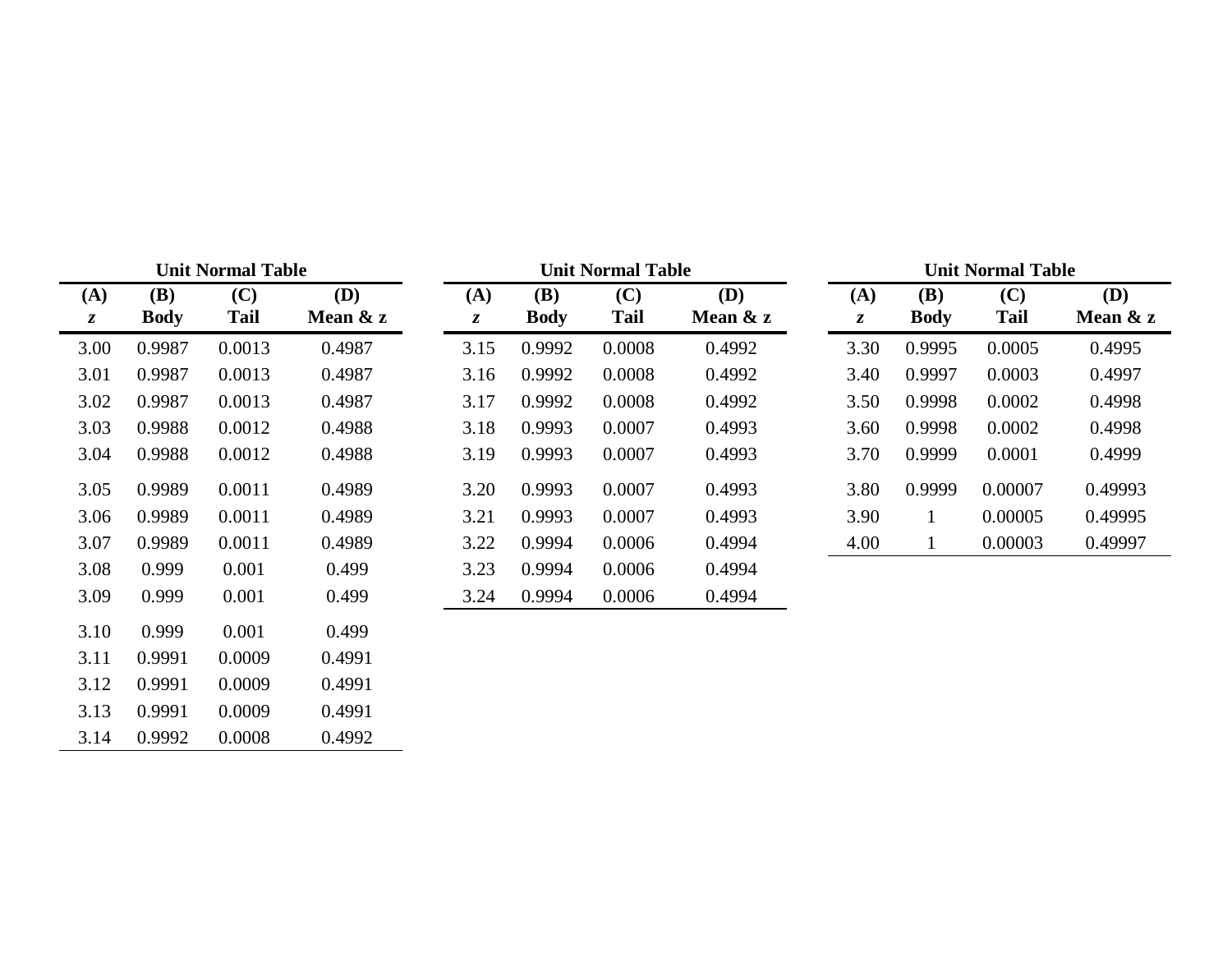**Unit Normal Table**

| (A) *z* | (B) Body | (C) Tail | (D) Mean & z |
|---|---|---|---|
| 3.00 | 0.9987 | 0.0013 | 0.4987 |
| 3.01 | 0.9987 | 0.0013 | 0.4987 |
| 3.02 | 0.9987 | 0.0013 | 0.4987 |
| 3.03 | 0.9988 | 0.0012 | 0.4988 |
| 3.04 | 0.9988 | 0.0012 | 0.4988 |
| 3.05 | 0.9989 | 0.0011 | 0.4989 |
| 3.06 | 0.9989 | 0.0011 | 0.4989 |
| 3.07 | 0.9989 | 0.0011 | 0.4989 |
| 3.08 | 0.999 | 0.001 | 0.499 |
| 3.09 | 0.999 | 0.001 | 0.499 |
| 3.10 | 0.999 | 0.001 | 0.499 |
| 3.11 | 0.9991 | 0.0009 | 0.4991 |
| 3.12 | 0.9991 | 0.0009 | 0.4991 |
| 3.13 | 0.9991 | 0.0009 | 0.4991 |
| 3.14 | 0.9992 | 0.0008 | 0.4992 |

**Unit Normal Table**

| (A) *z* | (B) Body | (C) Tail | (D) Mean & z |
|---|---|---|---|
| 3.15 | 0.9992 | 0.0008 | 0.4992 |
| 3.16 | 0.9992 | 0.0008 | 0.4992 |
| 3.17 | 0.9992 | 0.0008 | 0.4992 |
| 3.18 | 0.9993 | 0.0007 | 0.4993 |
| 3.19 | 0.9993 | 0.0007 | 0.4993 |
| 3.20 | 0.9993 | 0.0007 | 0.4993 |
| 3.21 | 0.9993 | 0.0007 | 0.4993 |
| 3.22 | 0.9994 | 0.0006 | 0.4994 |
| 3.23 | 0.9994 | 0.0006 | 0.4994 |
| 3.24 | 0.9994 | 0.0006 | 0.4994 |

**Unit Normal Table**

| (A) *z* | (B) Body | (C) Tail | (D) Mean & z |
|---|---|---|---|
| 3.30 | 0.9995 | 0.0005 | 0.4995 |
| 3.40 | 0.9997 | 0.0003 | 0.4997 |
| 3.50 | 0.9998 | 0.0002 | 0.4998 |
| 3.60 | 0.9998 | 0.0002 | 0.4998 |
| 3.70 | 0.9999 | 0.0001 | 0.4999 |
| 3.80 | 0.9999 | 0.00007 | 0.49993 |
| 3.90 | 1 | 0.00005 | 0.49995 |
| 4.00 | 1 | 0.00003 | 0.49997 |